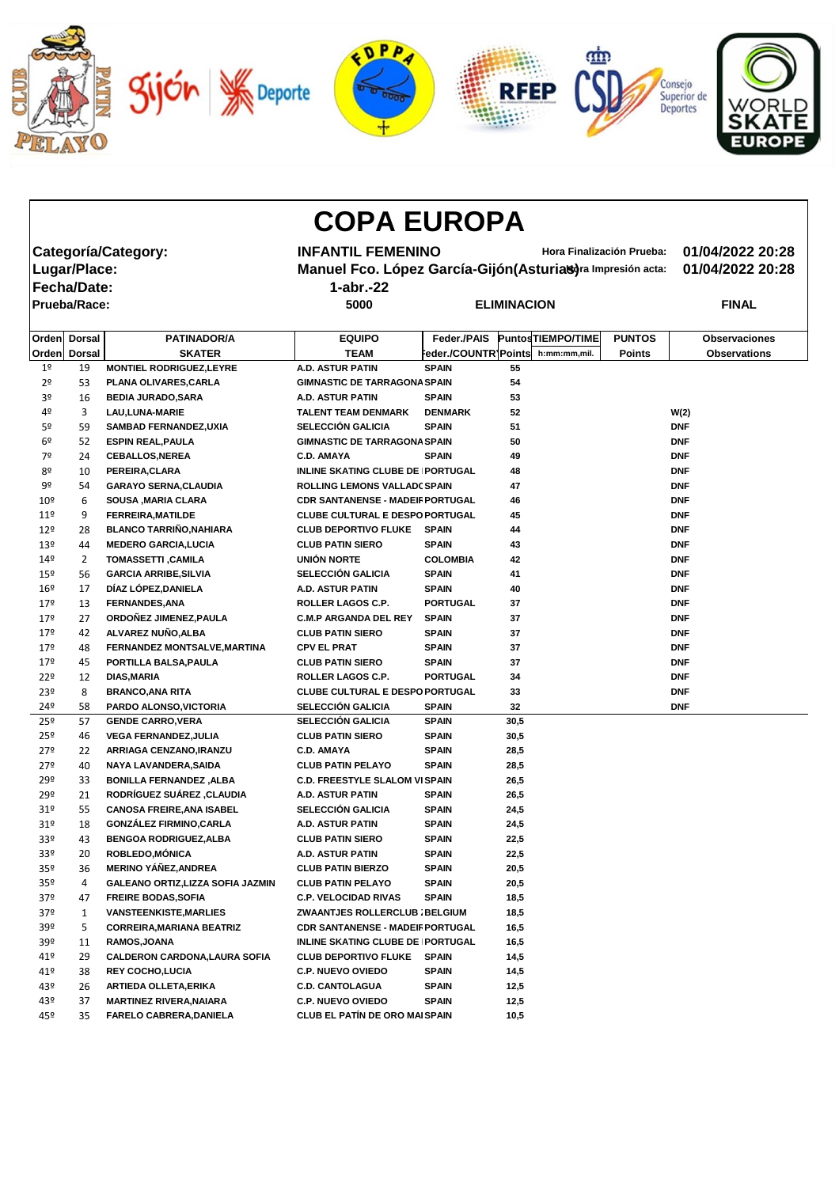# COPA EUROPA

| | | | |
|---|---|---|---|
| **Categoría/Category:** | **INFANTIL FEMENINO** | **Hora Finalización Prueba:** | **01/04/2022 20:28** |
| **Lugar/Place:** | **Manuel Fco. López García-Gijón(Asturias)** | **Hora Impresión acta:** | **01/04/2022 20:28** |
| **Fecha/Date:** | **1-abr.-22** | | |
| **Prueba/Race:** | **5000** | **ELIMINACION** | **FINAL** |

| Orden / Orden | Dorsal / Dorsal | PATINADOR/A / SKATER | EQUIPO / TEAM | Feder./PAIS / Feder./COUNTRY | Puntos / Points | TIEMPO/TIME / h:mm:mm,mil. | PUNTOS / Points | Observaciones / Observations |
|---|---|---|---|---|---|---|---|---|
| 1º | 19 | MONTIEL RODRIGUEZ,LEYRE | A.D. ASTUR PATIN | SPAIN | 55 | | | |
| 2º | 53 | PLANA OLIVARES,CARLA | GIMNASTIC DE TARRAGONA | SPAIN | 54 | | | |
| 3º | 16 | BEDIA JURADO,SARA | A.D. ASTUR PATIN | SPAIN | 53 | | | |
| 4º | 3 | LAU,LUNA-MARIE | TALENT TEAM DENMARK | DENMARK | 52 | | | W(2) |
| 5º | 59 | SAMBAD FERNANDEZ,UXIA | SELECCIÓN GALICIA | SPAIN | 51 | | | DNF |
| 6º | 52 | ESPIN REAL,PAULA | GIMNASTIC DE TARRAGONA | SPAIN | 50 | | | DNF |
| 7º | 24 | CEBALLOS,NEREA | C.D. AMAYA | SPAIN | 49 | | | DNF |
| 8º | 10 | PEREIRA,CLARA | INLINE SKATING CLUBE DE | PORTUGAL | 48 | | | DNF |
| 9º | 54 | GARAYO SERNA,CLAUDIA | ROLLING LEMONS VALLADO | SPAIN | 47 | | | DNF |
| 10º | 6 | SOUSA ,MARIA CLARA | CDR SANTANENSE - MADEIF | PORTUGAL | 46 | | | DNF |
| 11º | 9 | FERREIRA,MATILDE | CLUBE CULTURAL E DESPO | PORTUGAL | 45 | | | DNF |
| 12º | 28 | BLANCO TARRIÑO,NAHIARA | CLUB DEPORTIVO FLUKE | SPAIN | 44 | | | DNF |
| 13º | 44 | MEDERO GARCIA,LUCIA | CLUB PATIN SIERO | SPAIN | 43 | | | DNF |
| 14º | 2 | TOMASSETTI ,CAMILA | UNIÓN NORTE | COLOMBIA | 42 | | | DNF |
| 15º | 56 | GARCIA ARRIBE,SILVIA | SELECCIÓN GALICIA | SPAIN | 41 | | | DNF |
| 16º | 17 | DÍAZ LÓPEZ,DANIELA | A.D. ASTUR PATIN | SPAIN | 40 | | | DNF |
| 17º | 13 | FERNANDES,ANA | ROLLER LAGOS C.P. | PORTUGAL | 37 | | | DNF |
| 17º | 27 | ORDOÑEZ JIMENEZ,PAULA | C.M.P ARGANDA DEL REY | SPAIN | 37 | | | DNF |
| 17º | 42 | ALVAREZ NUÑO,ALBA | CLUB PATIN SIERO | SPAIN | 37 | | | DNF |
| 17º | 48 | FERNANDEZ MONTSALVE,MARTINA | CPV EL PRAT | SPAIN | 37 | | | DNF |
| 17º | 45 | PORTILLA BALSA,PAULA | CLUB PATIN SIERO | SPAIN | 37 | | | DNF |
| 22º | 12 | DIAS,MARIA | ROLLER LAGOS C.P. | PORTUGAL | 34 | | | DNF |
| 23º | 8 | BRANCO,ANA RITA | CLUBE CULTURAL E DESPO | PORTUGAL | 33 | | | DNF |
| 24º | 58 | PARDO ALONSO,VICTORIA | SELECCIÓN GALICIA | SPAIN | 32 | | | DNF |
| 25º | 57 | GENDE CARRO,VERA | SELECCIÓN GALICIA | SPAIN | 30,5 | | | |
| 25º | 46 | VEGA FERNANDEZ,JULIA | CLUB PATIN SIERO | SPAIN | 30,5 | | | |
| 27º | 22 | ARRIAGA CENZANO,IRANZU | C.D. AMAYA | SPAIN | 28,5 | | | |
| 27º | 40 | NAYA LAVANDERA,SAIDA | CLUB PATIN PELAYO | SPAIN | 28,5 | | | |
| 29º | 33 | BONILLA FERNANDEZ ,ALBA | C.D. FREESTYLE SLALOM VI | SPAIN | 26,5 | | | |
| 29º | 21 | RODRÍGUEZ SUÁREZ ,CLAUDIA | A.D. ASTUR PATIN | SPAIN | 26,5 | | | |
| 31º | 55 | CANOSA FREIRE,ANA ISABEL | SELECCIÓN GALICIA | SPAIN | 24,5 | | | |
| 31º | 18 | GONZÁLEZ FIRMINO,CARLA | A.D. ASTUR PATIN | SPAIN | 24,5 | | | |
| 33º | 43 | BENGOA RODRIGUEZ,ALBA | CLUB PATIN SIERO | SPAIN | 22,5 | | | |
| 33º | 20 | ROBLEDO,MÓNICA | A.D. ASTUR PATIN | SPAIN | 22,5 | | | |
| 35º | 36 | MERINO YÁÑEZ,ANDREA | CLUB PATIN BIERZO | SPAIN | 20,5 | | | |
| 35º | 4 | GALEANO ORTIZ,LIZZA SOFIA JAZMIN | CLUB PATIN PELAYO | SPAIN | 20,5 | | | |
| 37º | 47 | FREIRE BODAS,SOFIA | C.P. VELOCIDAD RIVAS | SPAIN | 18,5 | | | |
| 37º | 1 | VANSTEENKISTE,MARLIES | ZWAANTJES ROLLERCLUB | BELGIUM | 18,5 | | | |
| 39º | 5 | CORREIRA,MARIANA BEATRIZ | CDR SANTANENSE - MADEIF | PORTUGAL | 16,5 | | | |
| 39º | 11 | RAMOS,JOANA | INLINE SKATING CLUBE DE | PORTUGAL | 16,5 | | | |
| 41º | 29 | CALDERON CARDONA,LAURA SOFIA | CLUB DEPORTIVO FLUKE | SPAIN | 14,5 | | | |
| 41º | 38 | REY COCHO,LUCIA | C.P. NUEVO OVIEDO | SPAIN | 14,5 | | | |
| 43º | 26 | ARTIEDA OLLETA,ERIKA | C.D. CANTOLAGUA | SPAIN | 12,5 | | | |
| 43º | 37 | MARTINEZ RIVERA,NAIARA | C.P. NUEVO OVIEDO | SPAIN | 12,5 | | | |
| 45º | 35 | FARELO CABRERA,DANIELA | CLUB EL PATÍN DE ORO MA | SPAIN | 10,5 | | | |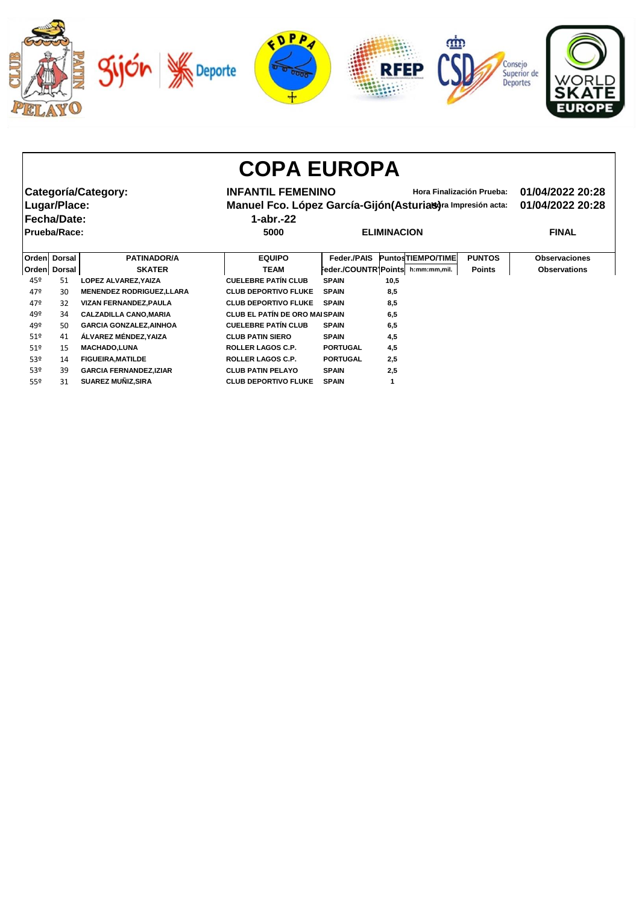# COPA EUROPA

| | | | |
|---|---|---|---|
| **Categoría/Category:** | **INFANTIL FEMENINO** | **Hora Finalización Prueba:** | **01/04/2022 20:28** |
| **Lugar/Place:** | **Manuel Fco. López García-Gijón(Asturias)** | **Hora Impresión acta:** | **01/04/2022 20:28** |
| **Fecha/Date:** | **1-abr.-22** | | |
| **Prueba/Race:** | **5000** | **ELIMINACION** | **FINAL** |

| Orden / Orden | Dorsal / Dorsal | PATINADOR/A / SKATER | EQUIPO / TEAM | Feder./PAIS / Feder./COUNTRY | Puntos / Points | TIEMPO/TIME / h:mm:mm,mil. | PUNTOS / Points | Observaciones / Observations |
|---|---|---|---|---|---|---|---|---|
| 45º | 51 | LOPEZ ALVAREZ,YAIZA | CUELEBRE PATÍN CLUB | SPAIN | 10,5 | | | |
| 47º | 30 | MENENDEZ RODRIGUEZ,LLARA | CLUB DEPORTIVO FLUKE | SPAIN | 8,5 | | | |
| 47º | 32 | VIZAN FERNANDEZ,PAULA | CLUB DEPORTIVO FLUKE | SPAIN | 8,5 | | | |
| 49º | 34 | CALZADILLA CANO,MARIA | CLUB EL PATÍN DE ORO MAI | SPAIN | 6,5 | | | |
| 49º | 50 | GARCIA GONZALEZ,AINHOA | CUELEBRE PATÍN CLUB | SPAIN | 6,5 | | | |
| 51º | 41 | ÁLVAREZ MÉNDEZ,YAIZA | CLUB PATIN SIERO | SPAIN | 4,5 | | | |
| 51º | 15 | MACHADO,LUNA | ROLLER LAGOS C.P. | PORTUGAL | 4,5 | | | |
| 53º | 14 | FIGUEIRA,MATILDE | ROLLER LAGOS C.P. | PORTUGAL | 2,5 | | | |
| 53º | 39 | GARCIA FERNANDEZ,IZIAR | CLUB PATIN PELAYO | SPAIN | 2,5 | | | |
| 55º | 31 | SUAREZ MUÑIZ,SIRA | CLUB DEPORTIVO FLUKE | SPAIN | 1 | | | |